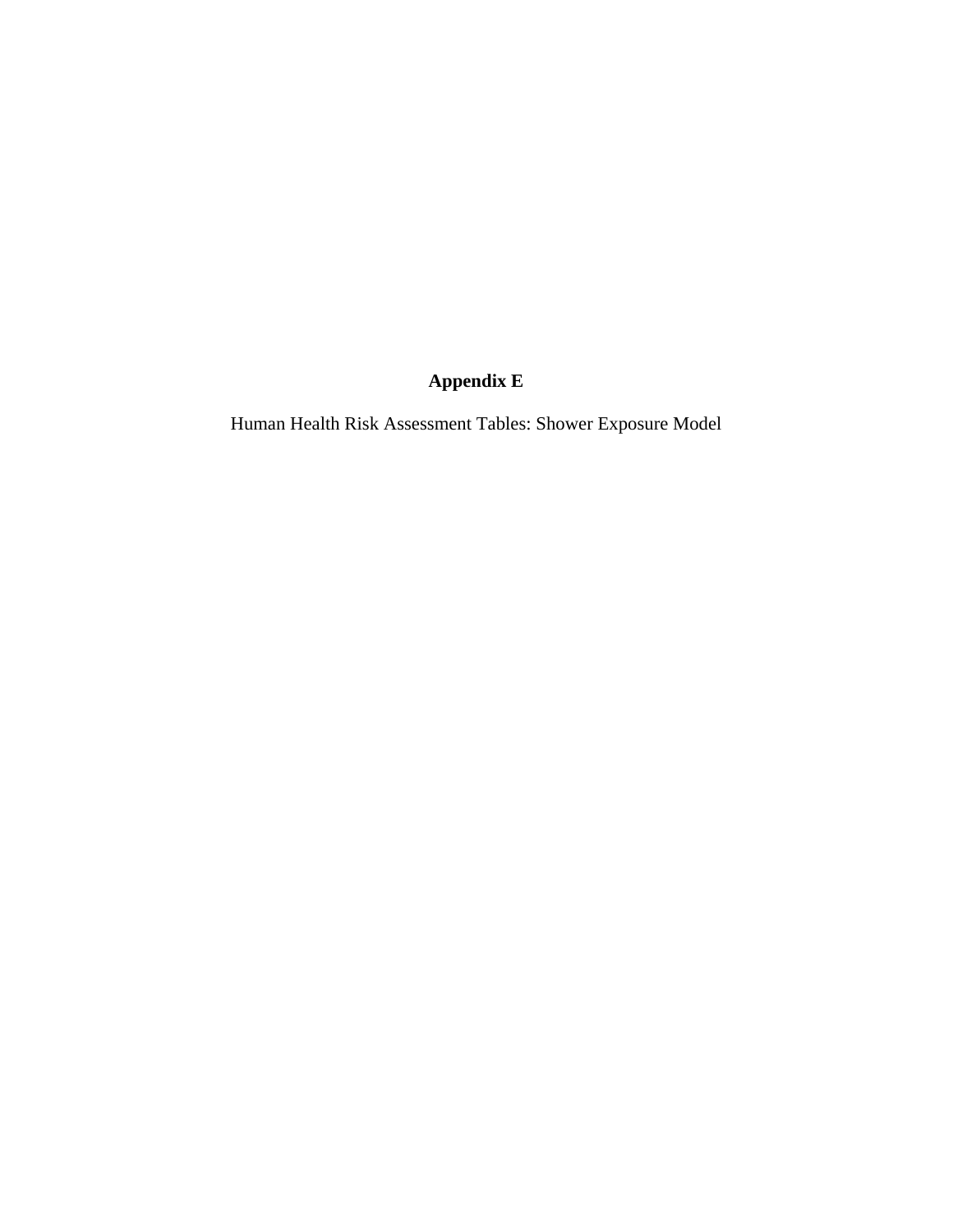# Appendix E

Human Health Risk Assessment Tables: Shower Exposure Model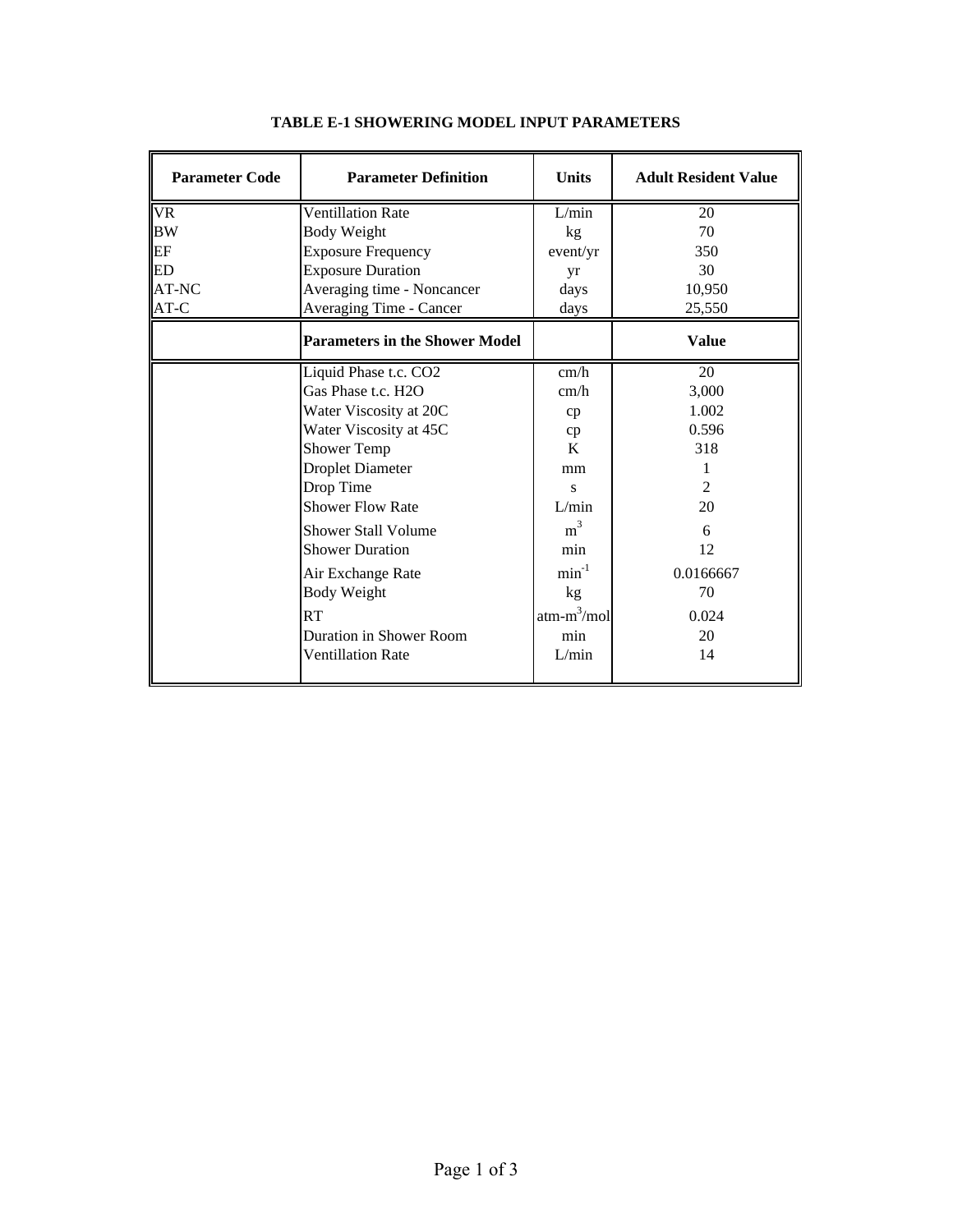**TABLE E-1 SHOWERING MODEL INPUT PARAMETERS**

| Parameter Code | Parameter Definition | Units | Adult Resident Value |
|---|---|---|---|
| VR | Ventillation Rate | L/min | 20 |
| BW | Body Weight | kg | 70 |
| EF | Exposure Frequency | event/yr | 350 |
| ED | Exposure Duration | yr | 30 |
| AT-NC | Averaging time - Noncancer | days | 10,950 |
| AT-C | Averaging Time - Cancer | days | 25,550 |
| | **Parameters in the Shower Model** | | **Value** |
| | Liquid Phase t.c. $CO_2$ | cm/h | 20 |
| | Gas Phase t.c. $H_2O$ | cm/h | 3,000 |
| | Water Viscosity at 20C | cp | 1.002 |
| | Water Viscosity at 45C | cp | 0.596 |
| | Shower Temp | K | 318 |
| | Droplet Diameter | mm | 1 |
| | Drop Time | s | 2 |
| | Shower Flow Rate | L/min | 20 |
| | Shower Stall Volume | $m^3$ | 6 |
| | Shower Duration | min | 12 |
| | Air Exchange Rate | $min^{-1}$ | 0.0166667 |
| | Body Weight | kg | 70 |
| | RT | atm-$m^3$/mol | 0.024 |
| | Duration in Shower Room | min | 20 |
| | Ventillation Rate | L/min | 14 |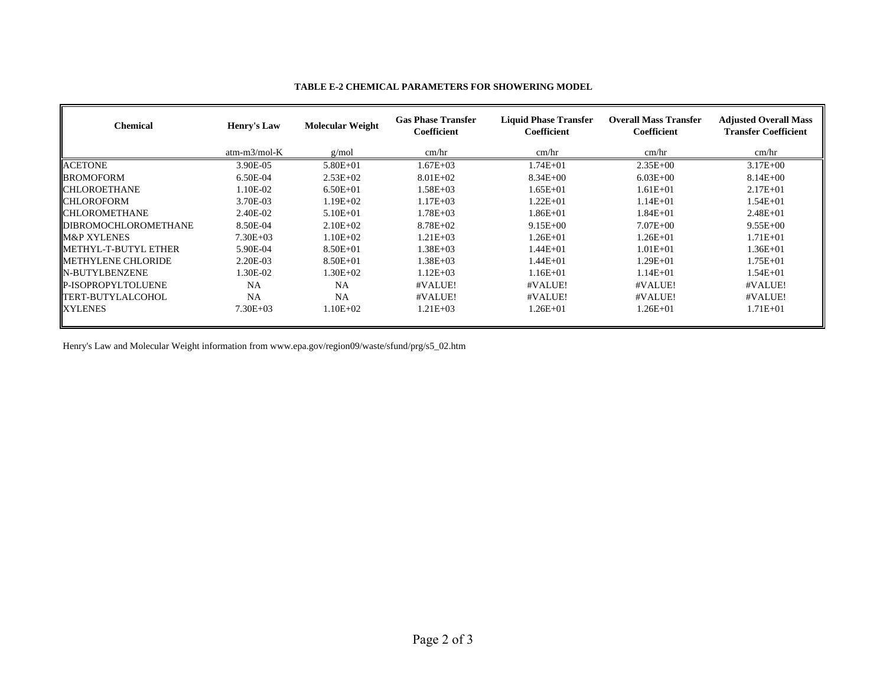**TABLE E-2 CHEMICAL PARAMETERS FOR SHOWERING MODEL**

| Chemical | Henry's Law | Molecular Weight | Gas Phase Transfer Coefficient | Liquid Phase Transfer Coefficient | Overall Mass Transfer Coefficient | Adjusted Overall Mass Transfer Coefficient |
|---|---|---|---|---|---|---|
| | atm-m3/mol-K | g/mol | cm/hr | cm/hr | cm/hr | cm/hr |
| ACETONE | 3.90E-05 | 5.80E+01 | 1.67E+03 | 1.74E+01 | 2.35E+00 | 3.17E+00 |
| BROMOFORM | 6.50E-04 | 2.53E+02 | 8.01E+02 | 8.34E+00 | 6.03E+00 | 8.14E+00 |
| CHLOROETHANE | 1.10E-02 | 6.50E+01 | 1.58E+03 | 1.65E+01 | 1.61E+01 | 2.17E+01 |
| CHLOROFORM | 3.70E-03 | 1.19E+02 | 1.17E+03 | 1.22E+01 | 1.14E+01 | 1.54E+01 |
| CHLOROMETHANE | 2.40E-02 | 5.10E+01 | 1.78E+03 | 1.86E+01 | 1.84E+01 | 2.48E+01 |
| DIBROMOCHLOROMETHANE | 8.50E-04 | 2.10E+02 | 8.78E+02 | 9.15E+00 | 7.07E+00 | 9.55E+00 |
| M&P XYLENES | 7.30E+03 | 1.10E+02 | 1.21E+03 | 1.26E+01 | 1.26E+01 | 1.71E+01 |
| METHYL-T-BUTYL ETHER | 5.90E-04 | 8.50E+01 | 1.38E+03 | 1.44E+01 | 1.01E+01 | 1.36E+01 |
| METHYLENE CHLORIDE | 2.20E-03 | 8.50E+01 | 1.38E+03 | 1.44E+01 | 1.29E+01 | 1.75E+01 |
| N-BUTYLBENZENE | 1.30E-02 | 1.30E+02 | 1.12E+03 | 1.16E+01 | 1.14E+01 | 1.54E+01 |
| P-ISOPROPYLTOLUENE | NA | NA | #VALUE! | #VALUE! | #VALUE! | #VALUE! |
| TERT-BUTYLALCOHOL | NA | NA | #VALUE! | #VALUE! | #VALUE! | #VALUE! |
| XYLENES | 7.30E+03 | 1.10E+02 | 1.21E+03 | 1.26E+01 | 1.26E+01 | 1.71E+01 |

Henry's Law and Molecular Weight information from www.epa.gov/region09/waste/sfund/prg/s5_02.htm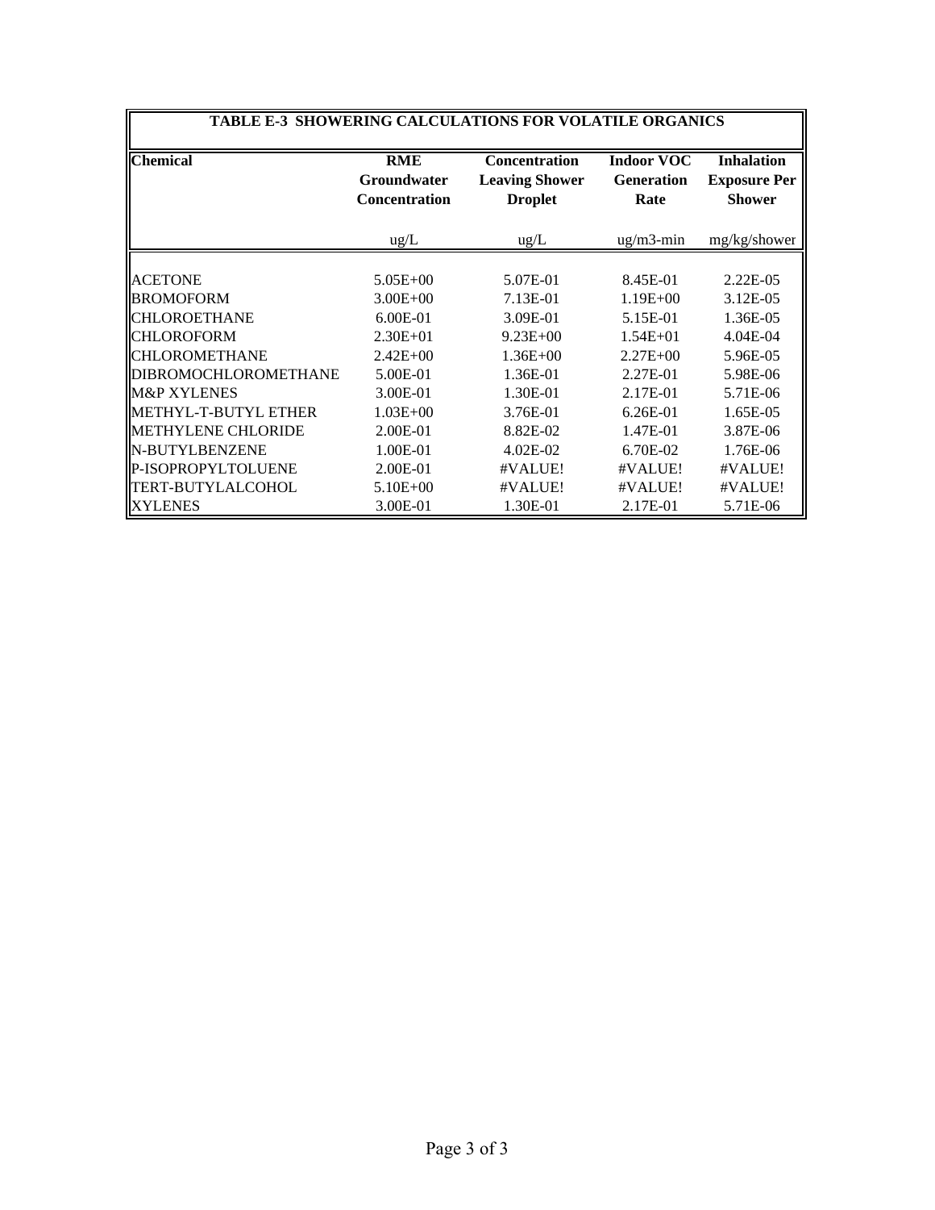| TABLE E-3 SHOWERING CALCULATIONS FOR VOLATILE ORGANICS | | | | |
|---|---|---|---|---|
| **Chemical** | **RME Groundwater Concentration** | **Concentration Leaving Shower Droplet** | **Indoor VOC Generation Rate** | **Inhalation Exposure Per Shower** |
| | ug/L | ug/L | ug/m3-min | mg/kg/shower |
| ACETONE | 5.05E+00 | 5.07E-01 | 8.45E-01 | 2.22E-05 |
| BROMOFORM | 3.00E+00 | 7.13E-01 | 1.19E+00 | 3.12E-05 |
| CHLOROETHANE | 6.00E-01 | 3.09E-01 | 5.15E-01 | 1.36E-05 |
| CHLOROFORM | 2.30E+01 | 9.23E+00 | 1.54E+01 | 4.04E-04 |
| CHLOROMETHANE | 2.42E+00 | 1.36E+00 | 2.27E+00 | 5.96E-05 |
| DIBROMOCHLOROMETHANE | 5.00E-01 | 1.36E-01 | 2.27E-01 | 5.98E-06 |
| M&P XYLENES | 3.00E-01 | 1.30E-01 | 2.17E-01 | 5.71E-06 |
| METHYL-T-BUTYL ETHER | 1.03E+00 | 3.76E-01 | 6.26E-01 | 1.65E-05 |
| METHYLENE CHLORIDE | 2.00E-01 | 8.82E-02 | 1.47E-01 | 3.87E-06 |
| N-BUTYLBENZENE | 1.00E-01 | 4.02E-02 | 6.70E-02 | 1.76E-06 |
| P-ISOPROPYLTOLUENE | 2.00E-01 | #VALUE! | #VALUE! | #VALUE! |
| TERT-BUTYLALCOHOL | 5.10E+00 | #VALUE! | #VALUE! | #VALUE! |
| XYLENES | 3.00E-01 | 1.30E-01 | 2.17E-01 | 5.71E-06 |